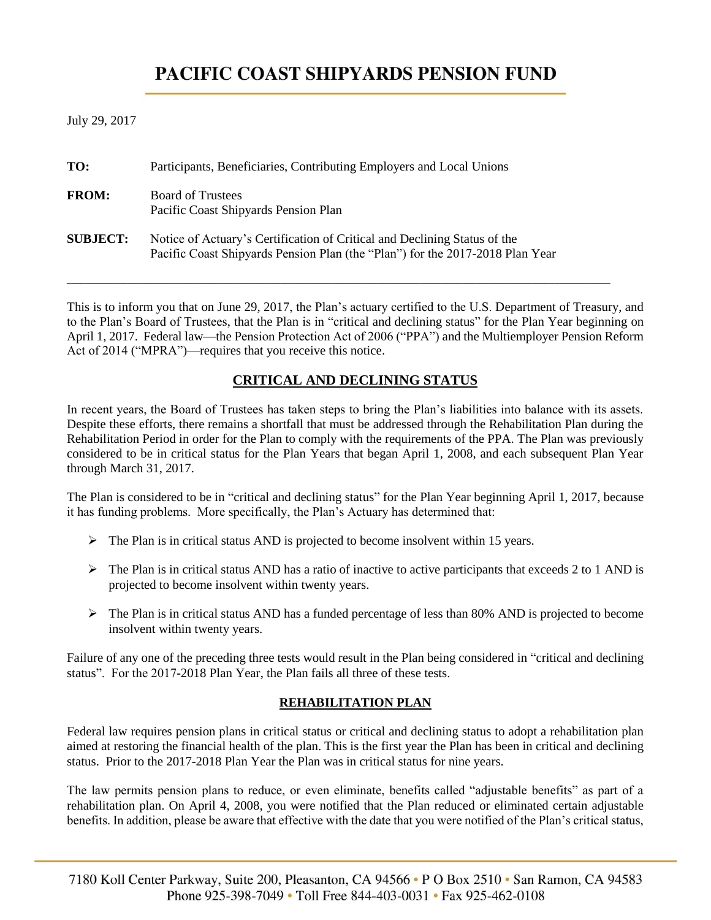# PACIFIC COAST SHIPYARDS PENSION FUND

July 29, 2017

| | |
|---|---|
| **TO:** | Participants, Beneficiaries, Contributing Employers and Local Unions |
| **FROM:** | Board of Trustees<br>Pacific Coast Shipyards Pension Plan |
| **SUBJECT:** | Notice of Actuary's Certification of Critical and Declining Status of the Pacific Coast Shipyards Pension Plan (the "Plan") for the 2017-2018 Plan Year |

---

This is to inform you that on June 29, 2017, the Plan's actuary certified to the U.S. Department of Treasury, and to the Plan's Board of Trustees, that the Plan is in "critical and declining status" for the Plan Year beginning on April 1, 2017. Federal law—the Pension Protection Act of 2006 ("PPA") and the Multiemployer Pension Reform Act of 2014 ("MPRA")—requires that you receive this notice.

## CRITICAL AND DECLINING STATUS

In recent years, the Board of Trustees has taken steps to bring the Plan's liabilities into balance with its assets. Despite these efforts, there remains a shortfall that must be addressed through the Rehabilitation Plan during the Rehabilitation Period in order for the Plan to comply with the requirements of the PPA. The Plan was previously considered to be in critical status for the Plan Years that began April 1, 2008, and each subsequent Plan Year through March 31, 2017.

The Plan is considered to be in "critical and declining status" for the Plan Year beginning April 1, 2017, because it has funding problems. More specifically, the Plan's Actuary has determined that:

- The Plan is in critical status AND is projected to become insolvent within 15 years.
- The Plan is in critical status AND has a ratio of inactive to active participants that exceeds 2 to 1 AND is projected to become insolvent within twenty years.
- The Plan is in critical status AND has a funded percentage of less than 80% AND is projected to become insolvent within twenty years.

Failure of any one of the preceding three tests would result in the Plan being considered in "critical and declining status". For the 2017-2018 Plan Year, the Plan fails all three of these tests.

## REHABILITATION PLAN

Federal law requires pension plans in critical status or critical and declining status to adopt a rehabilitation plan aimed at restoring the financial health of the plan. This is the first year the Plan has been in critical and declining status. Prior to the 2017-2018 Plan Year the Plan was in critical status for nine years.

The law permits pension plans to reduce, or even eliminate, benefits called "adjustable benefits" as part of a rehabilitation plan. On April 4, 2008, you were notified that the Plan reduced or eliminated certain adjustable benefits. In addition, please be aware that effective with the date that you were notified of the Plan's critical status,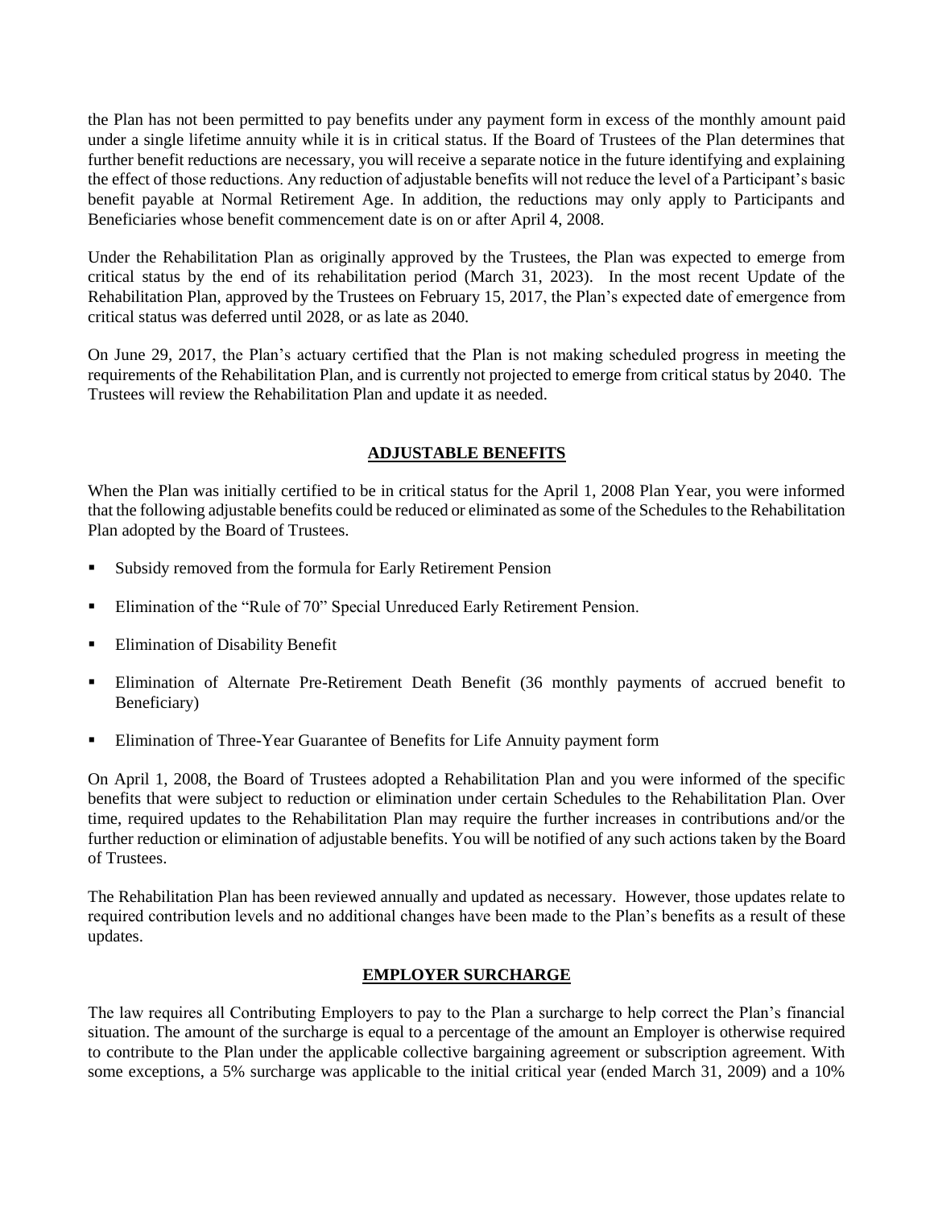the Plan has not been permitted to pay benefits under any payment form in excess of the monthly amount paid under a single lifetime annuity while it is in critical status. If the Board of Trustees of the Plan determines that further benefit reductions are necessary, you will receive a separate notice in the future identifying and explaining the effect of those reductions. Any reduction of adjustable benefits will not reduce the level of a Participant's basic benefit payable at Normal Retirement Age. In addition, the reductions may only apply to Participants and Beneficiaries whose benefit commencement date is on or after April 4, 2008.

Under the Rehabilitation Plan as originally approved by the Trustees, the Plan was expected to emerge from critical status by the end of its rehabilitation period (March 31, 2023). In the most recent Update of the Rehabilitation Plan, approved by the Trustees on February 15, 2017, the Plan's expected date of emergence from critical status was deferred until 2028, or as late as 2040.

On June 29, 2017, the Plan's actuary certified that the Plan is not making scheduled progress in meeting the requirements of the Rehabilitation Plan, and is currently not projected to emerge from critical status by 2040. The Trustees will review the Rehabilitation Plan and update it as needed.

## ADJUSTABLE BENEFITS

When the Plan was initially certified to be in critical status for the April 1, 2008 Plan Year, you were informed that the following adjustable benefits could be reduced or eliminated as some of the Schedules to the Rehabilitation Plan adopted by the Board of Trustees.

- Subsidy removed from the formula for Early Retirement Pension
- Elimination of the "Rule of 70" Special Unreduced Early Retirement Pension.
- Elimination of Disability Benefit
- Elimination of Alternate Pre-Retirement Death Benefit (36 monthly payments of accrued benefit to Beneficiary)
- Elimination of Three-Year Guarantee of Benefits for Life Annuity payment form

On April 1, 2008, the Board of Trustees adopted a Rehabilitation Plan and you were informed of the specific benefits that were subject to reduction or elimination under certain Schedules to the Rehabilitation Plan. Over time, required updates to the Rehabilitation Plan may require the further increases in contributions and/or the further reduction or elimination of adjustable benefits. You will be notified of any such actions taken by the Board of Trustees.

The Rehabilitation Plan has been reviewed annually and updated as necessary. However, those updates relate to required contribution levels and no additional changes have been made to the Plan's benefits as a result of these updates.

## EMPLOYER SURCHARGE

The law requires all Contributing Employers to pay to the Plan a surcharge to help correct the Plan's financial situation. The amount of the surcharge is equal to a percentage of the amount an Employer is otherwise required to contribute to the Plan under the applicable collective bargaining agreement or subscription agreement. With some exceptions, a 5% surcharge was applicable to the initial critical year (ended March 31, 2009) and a 10%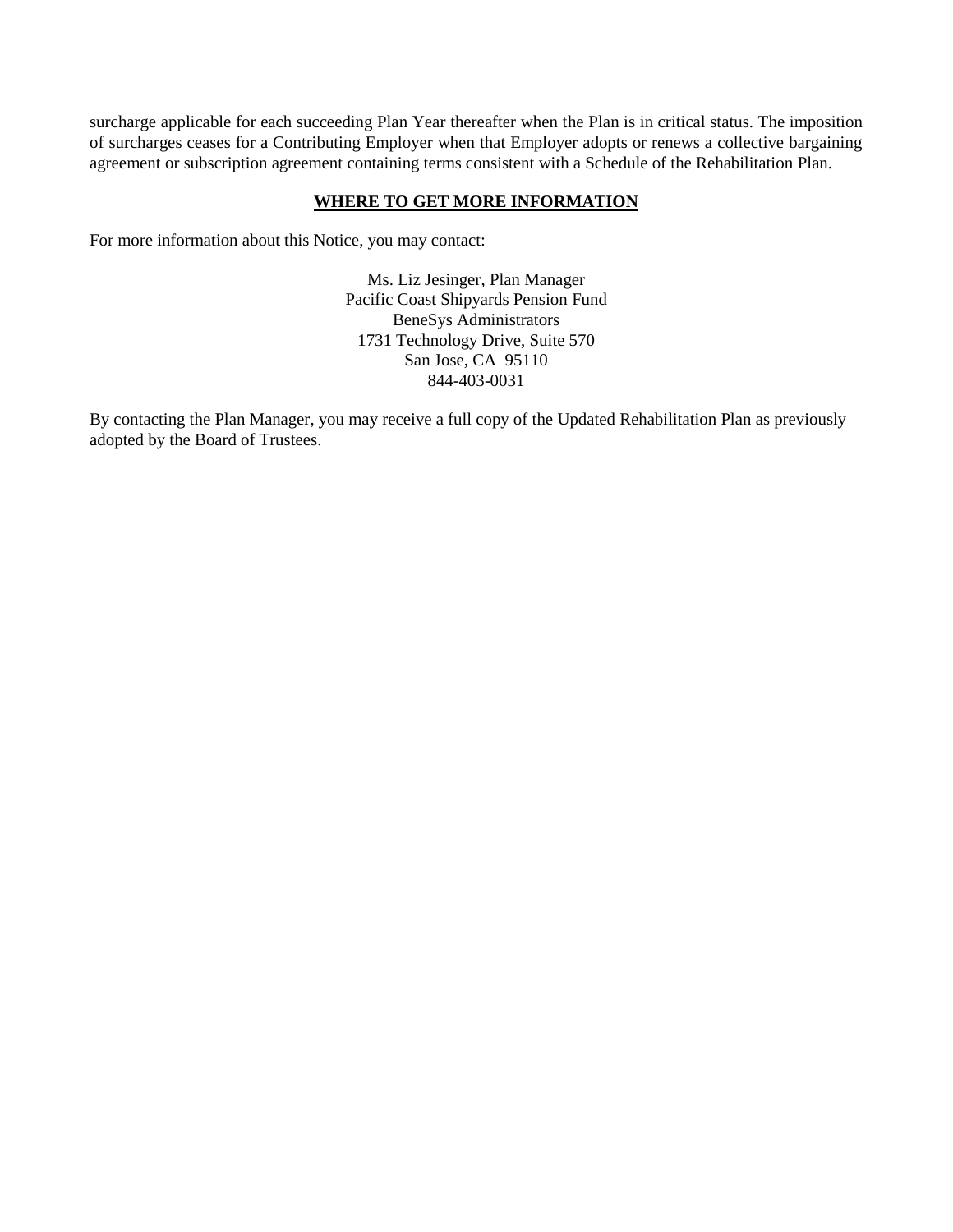surcharge applicable for each succeeding Plan Year thereafter when the Plan is in critical status. The imposition of surcharges ceases for a Contributing Employer when that Employer adopts or renews a collective bargaining agreement or subscription agreement containing terms consistent with a Schedule of the Rehabilitation Plan.

## WHERE TO GET MORE INFORMATION

For more information about this Notice, you may contact:

Ms. Liz Jesinger, Plan Manager
Pacific Coast Shipyards Pension Fund
BeneSys Administrators
1731 Technology Drive, Suite 570
San Jose, CA 95110
844-403-0031

By contacting the Plan Manager, you may receive a full copy of the Updated Rehabilitation Plan as previously adopted by the Board of Trustees.